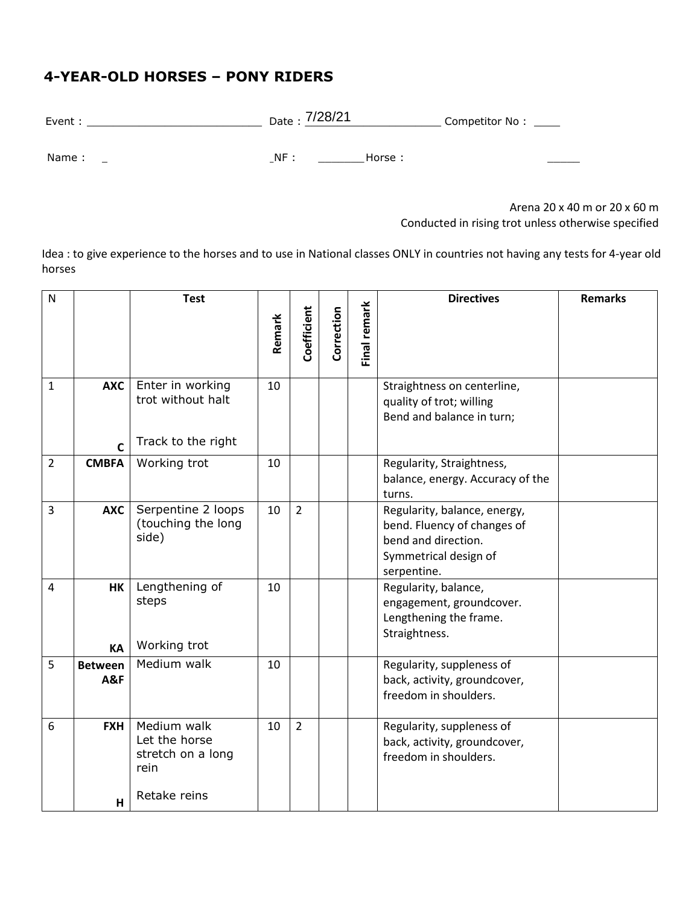# 4-YEAR-OLD HORSES – PONY RIDERS

Event : ___________________________ Date : 7/28/21____________________ Competitor No : ____

Name : _ _NF : _______Horse : _____

Arena 20 x 40 m or 20 x 60 m
Conducted in rising trot unless otherwise specified

Idea : to give experience to the horses and to use in National classes ONLY in countries not having any tests for 4-year old horses

| N | | Test | Remark | Coefficient | Correction | Final remark | Directives | Remarks |
|---|---|---|---|---|---|---|---|---|
| 1 | **AXC**<br><br>**C** | Enter in working trot without halt<br><br>Track to the right | 10 | | | | Straightness on centerline, quality of trot; willing<br>Bend and balance in turn; | |
| 2 | **CMBFA** | Working trot | 10 | | | | Regularity, Straightness, balance, energy. Accuracy of the turns. | |
| 3 | **AXC** | Serpentine 2 loops (touching the long side) | 10 | 2 | | | Regularity, balance, energy, bend. Fluency of changes of bend and direction. Symmetrical design of serpentine. | |
| 4 | **HK**<br><br>**KA** | Lengthening of steps<br><br>Working trot | 10 | | | | Regularity, balance, engagement, groundcover. Lengthening the frame. Straightness. | |
| 5 | **Between A&F** | Medium walk | 10 | | | | Regularity, suppleness of back, activity, groundcover, freedom in shoulders. | |
| 6 | **FXH**<br><br>**H** | Medium walk Let the horse stretch on a long rein<br><br>Retake reins | 10 | 2 | | | Regularity, suppleness of back, activity, groundcover, freedom in shoulders. | |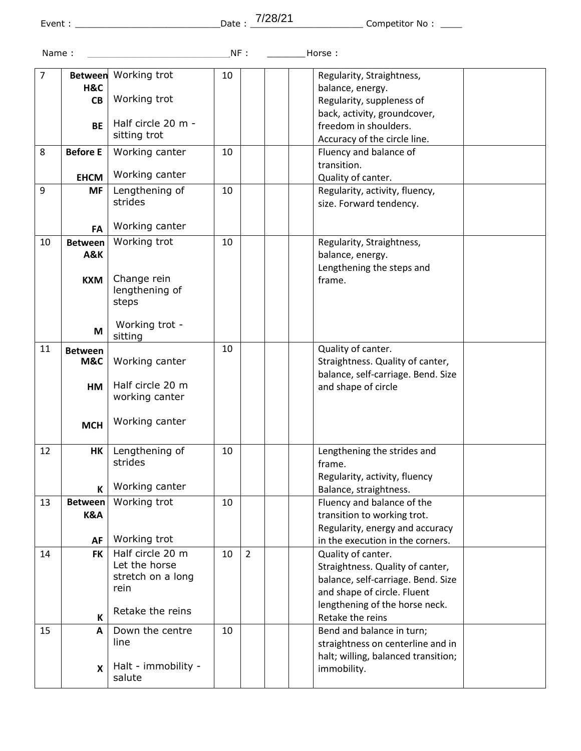Event : ____________________________ Date : 7/28/21 ______________________ Competitor No : ____

Name : ____________________________ NF : ________ Horse :

| | | | | | | | | |
|---|---|---|---|---|---|---|---|---|
| 7 | **Between H&C**<br><br>**CB**<br><br>**BE** | Working trot<br><br>Working trot<br><br>Half circle 20 m - sitting trot | 10 | | | | Regularity, Straightness, balance, energy.<br>Regularity, suppleness of back, activity, groundcover, freedom in shoulders.<br>Accuracy of the circle line. | |
| 8 | **Before E**<br><br>**EHCM** | Working canter<br><br>Working canter | 10 | | | | Fluency and balance of transition.<br>Quality of canter. | |
| 9 | **MF**<br><br>**FA** | Lengthening of strides<br><br>Working canter | 10 | | | | Regularity, activity, fluency, size. Forward tendency. | |
| 10 | **Between A&K**<br><br>**KXM**<br><br>**M** | Working trot<br><br>Change rein lengthening of steps<br><br>Working trot - sitting | 10 | | | | Regularity, Straightness, balance, energy.<br>Lengthening the steps and frame. | |
| 11 | **Between M&C**<br><br>**HM**<br><br>**MCH** | Working canter<br><br>Half circle 20 m working canter<br><br>Working canter | 10 | | | | Quality of canter.<br>Straightness. Quality of canter, balance, self-carriage. Bend. Size and shape of circle | |
| 12 | **HK**<br><br>**K** | Lengthening of strides<br><br>Working canter | 10 | | | | Lengthening the strides and frame.<br>Regularity, activity, fluency<br>Balance, straightness. | |
| 13 | **Between K&A**<br><br>**AF** | Working trot<br><br>Working trot | 10 | | | | Fluency and balance of the transition to working trot.<br>Regularity, energy and accuracy in the execution in the corners. | |
| 14 | **FK**<br><br>**K** | Half circle 20 m Let the horse stretch on a long rein<br><br>Retake the reins | 10 | 2 | | | Quality of canter.<br>Straightness. Quality of canter, balance, self-carriage. Bend. Size and shape of circle. Fluent lengthening of the horse neck.<br>Retake the reins | |
| 15 | **A**<br><br>**X** | Down the centre line<br><br>Halt - immobility - salute | 10 | | | | Bend and balance in turn; straightness on centerline and in halt; willing, balanced transition; immobility. | |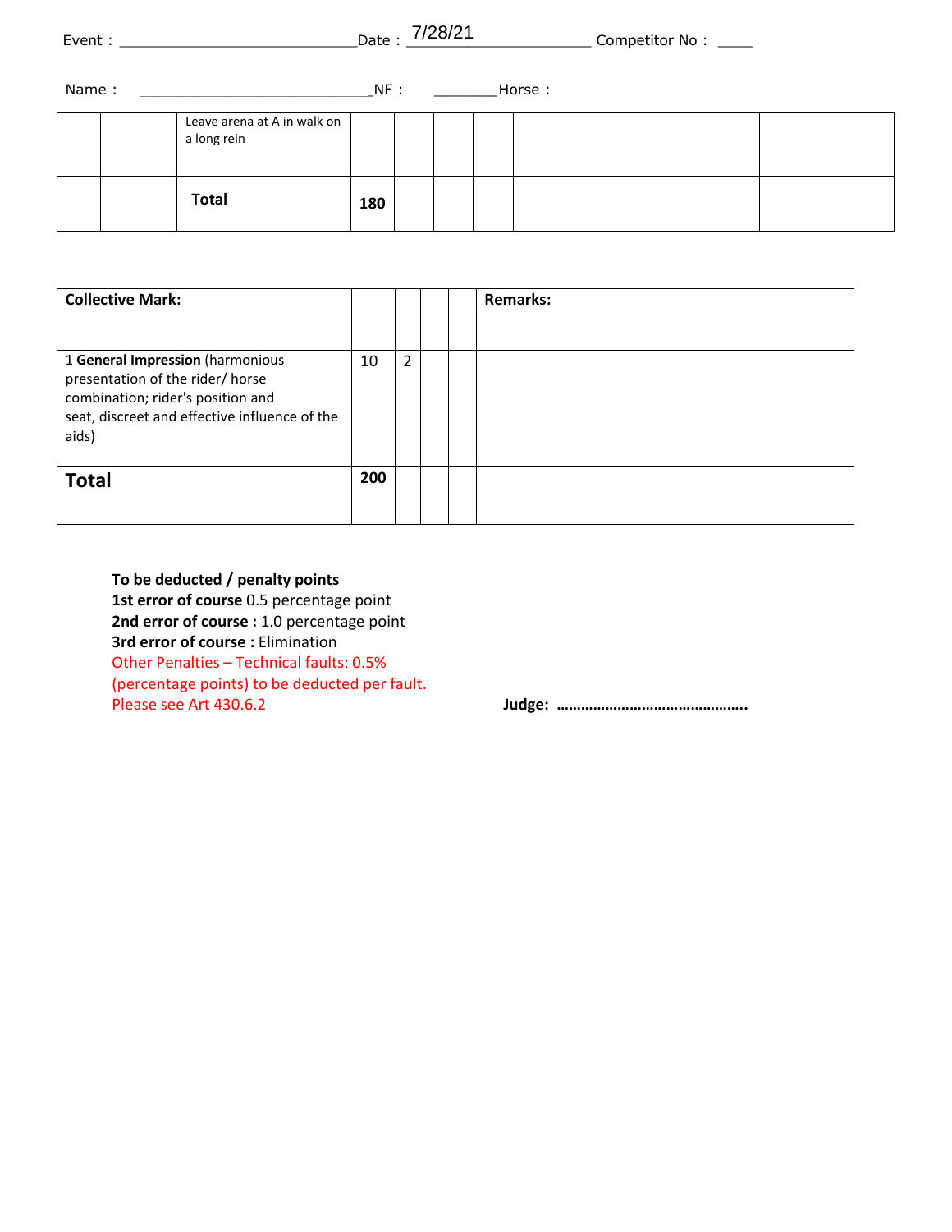Event : ____________________________ Date : 7/28/21 ________________ Competitor No : ____

Name : ____________________________ NF : ________ Horse :

| | | | | | | | | |
|---|---|---|---|---|---|---|---|---|
| | | Leave arena at A in walk on a long rein | | | | | | |
| | | **Total** | **180** | | | | | |

| | | | | | |
|---|---|---|---|---|---|
| **Collective Mark:** | | | | | **Remarks:** |
| 1 **General Impression** (harmonious presentation of the rider/ horse combination; rider's position and seat, discreet and effective influence of the aids) | 10 | 2 | | | |
| **Total** | **200** | | | | |

**To be deducted / penalty points**
**1st error of course** 0.5 percentage point
**2nd error of course :** 1.0 percentage point
**3rd error of course :** Elimination
Other Penalties – Technical faults: 0.5% (percentage points) to be deducted per fault. Please see Art 430.6.2

**Judge: ……………………………………….**